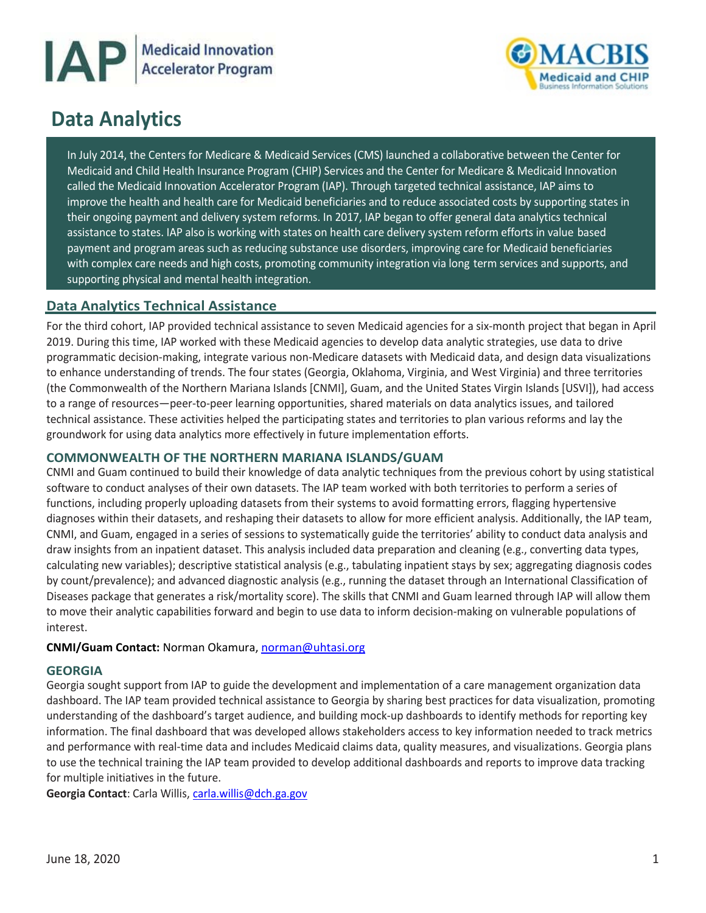# Data Analytics

In July 2014, the Centers for Medicare & Medicaid Services (CMS) launched a collaborative between the Center for Medicaid and Child Health Insurance Program (CHIP) Services and the Center for Medicare & Medicaid Innovation called the Medicaid Innovation Accelerator Program (IAP). Through targeted technical assistance, IAP aims to improve the health and health care for Medicaid beneficiaries and to reduce associated costs by supporting states in their ongoing payment and delivery system reforms. In 2017, IAP began to offer general data analytics technical assistance to states. IAP also is working with states on health care delivery system reform efforts in value based payment and program areas such as reducing substance use disorders, improving care for Medicaid beneficiaries with complex care needs and high costs, promoting community integration via long term services and supports, and supporting physical and mental health integration.

## Data Analytics Technical Assistance

For the third cohort, IAP provided technical assistance to seven Medicaid agencies for a six-month project that began in April 2019. During this time, IAP worked with these Medicaid agencies to develop data analytic strategies, use data to drive programmatic decision-making, integrate various non-Medicare datasets with Medicaid data, and design data visualizations to enhance understanding of trends. The four states (Georgia, Oklahoma, Virginia, and West Virginia) and three territories (the Commonwealth of the Northern Mariana Islands [CNMI], Guam, and the United States Virgin Islands [USVI]), had access to a range of resources—peer-to-peer learning opportunities, shared materials on data analytics issues, and tailored technical assistance. These activities helped the participating states and territories to plan various reforms and lay the groundwork for using data analytics more effectively in future implementation efforts.

### COMMONWEALTH OF THE NORTHERN MARIANA ISLANDS/GUAM

CNMI and Guam continued to build their knowledge of data analytic techniques from the previous cohort by using statistical software to conduct analyses of their own datasets. The IAP team worked with both territories to perform a series of functions, including properly uploading datasets from their systems to avoid formatting errors, flagging hypertensive diagnoses within their datasets, and reshaping their datasets to allow for more efficient analysis. Additionally, the IAP team, CNMI, and Guam, engaged in a series of sessions to systematically guide the territories' ability to conduct data analysis and draw insights from an inpatient dataset. This analysis included data preparation and cleaning (e.g., converting data types, calculating new variables); descriptive statistical analysis (e.g., tabulating inpatient stays by sex; aggregating diagnosis codes by count/prevalence); and advanced diagnostic analysis (e.g., running the dataset through an International Classification of Diseases package that generates a risk/mortality score). The skills that CNMI and Guam learned through IAP will allow them to move their analytic capabilities forward and begin to use data to inform decision-making on vulnerable populations of interest.

**CNMI/Guam Contact:** Norman Okamura, norman@uhtasi.org

### GEORGIA

Georgia sought support from IAP to guide the development and implementation of a care management organization data dashboard. The IAP team provided technical assistance to Georgia by sharing best practices for data visualization, promoting understanding of the dashboard's target audience, and building mock-up dashboards to identify methods for reporting key information. The final dashboard that was developed allows stakeholders access to key information needed to track metrics and performance with real-time data and includes Medicaid claims data, quality measures, and visualizations. Georgia plans to use the technical training the IAP team provided to develop additional dashboards and reports to improve data tracking for multiple initiatives in the future.

**Georgia Contact**: Carla Willis, carla.willis@dch.ga.gov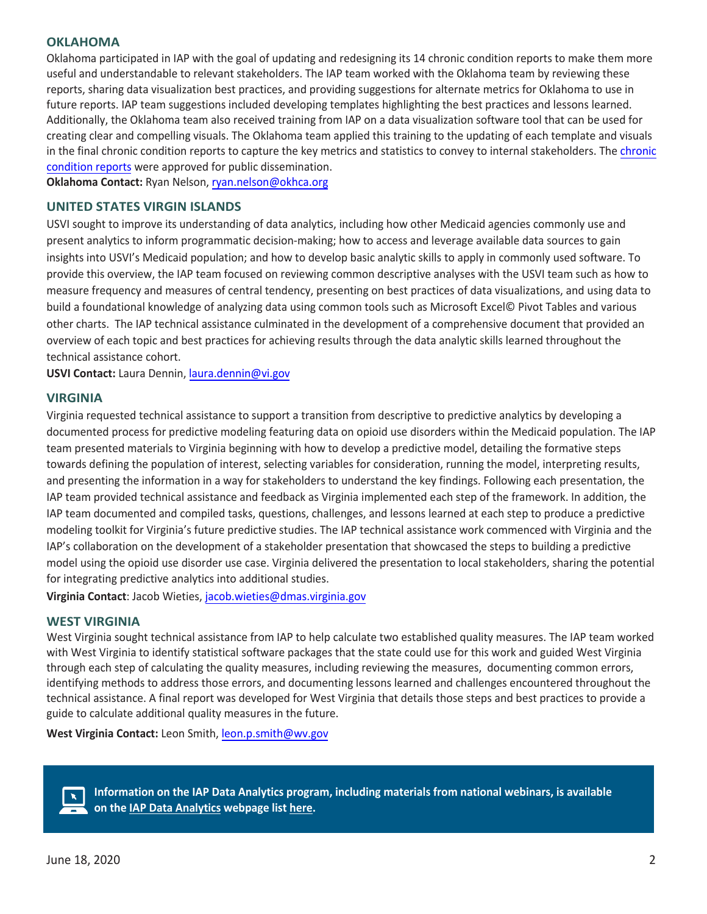## OKLAHOMA

Oklahoma participated in IAP with the goal of updating and redesigning its 14 chronic condition reports to make them more useful and understandable to relevant stakeholders. The IAP team worked with the Oklahoma team by reviewing these reports, sharing data visualization best practices, and providing suggestions for alternate metrics for Oklahoma to use in future reports. IAP team suggestions included developing templates highlighting the best practices and lessons learned. Additionally, the Oklahoma team also received training from IAP on a data visualization software tool that can be used for creating clear and compelling visuals. The Oklahoma team applied this training to the updating of each template and visuals in the final chronic condition reports to capture the key metrics and statistics to convey to internal stakeholders. The chronic condition reports were approved for public dissemination.

**Oklahoma Contact:** Ryan Nelson, ryan.nelson@okhca.org

## UNITED STATES VIRGIN ISLANDS

USVI sought to improve its understanding of data analytics, including how other Medicaid agencies commonly use and present analytics to inform programmatic decision-making; how to access and leverage available data sources to gain insights into USVI's Medicaid population; and how to develop basic analytic skills to apply in commonly used software. To provide this overview, the IAP team focused on reviewing common descriptive analyses with the USVI team such as how to measure frequency and measures of central tendency, presenting on best practices of data visualizations, and using data to build a foundational knowledge of analyzing data using common tools such as Microsoft Excel© Pivot Tables and various other charts. The IAP technical assistance culminated in the development of a comprehensive document that provided an overview of each topic and best practices for achieving results through the data analytic skills learned throughout the technical assistance cohort.

**USVI Contact:** Laura Dennin, laura.dennin@vi.gov

## VIRGINIA

Virginia requested technical assistance to support a transition from descriptive to predictive analytics by developing a documented process for predictive modeling featuring data on opioid use disorders within the Medicaid population. The IAP team presented materials to Virginia beginning with how to develop a predictive model, detailing the formative steps towards defining the population of interest, selecting variables for consideration, running the model, interpreting results, and presenting the information in a way for stakeholders to understand the key findings. Following each presentation, the IAP team provided technical assistance and feedback as Virginia implemented each step of the framework. In addition, the IAP team documented and compiled tasks, questions, challenges, and lessons learned at each step to produce a predictive modeling toolkit for Virginia's future predictive studies. The IAP technical assistance work commenced with Virginia and the IAP's collaboration on the development of a stakeholder presentation that showcased the steps to building a predictive model using the opioid use disorder use case. Virginia delivered the presentation to local stakeholders, sharing the potential for integrating predictive analytics into additional studies.

**Virginia Contact**: Jacob Wieties, jacob.wieties@dmas.virginia.gov

## WEST VIRGINIA

West Virginia sought technical assistance from IAP to help calculate two established quality measures. The IAP team worked with West Virginia to identify statistical software packages that the state could use for this work and guided West Virginia through each step of calculating the quality measures, including reviewing the measures, documenting common errors, identifying methods to address those errors, and documenting lessons learned and challenges encountered throughout the technical assistance. A final report was developed for West Virginia that details those steps and best practices to provide a guide to calculate additional quality measures in the future.

**West Virginia Contact:** Leon Smith, leon.p.smith@wv.gov

**Information on the IAP Data Analytics program, including materials from national webinars, is available on the IAP Data Analytics webpage list here.**

June 18, 2020